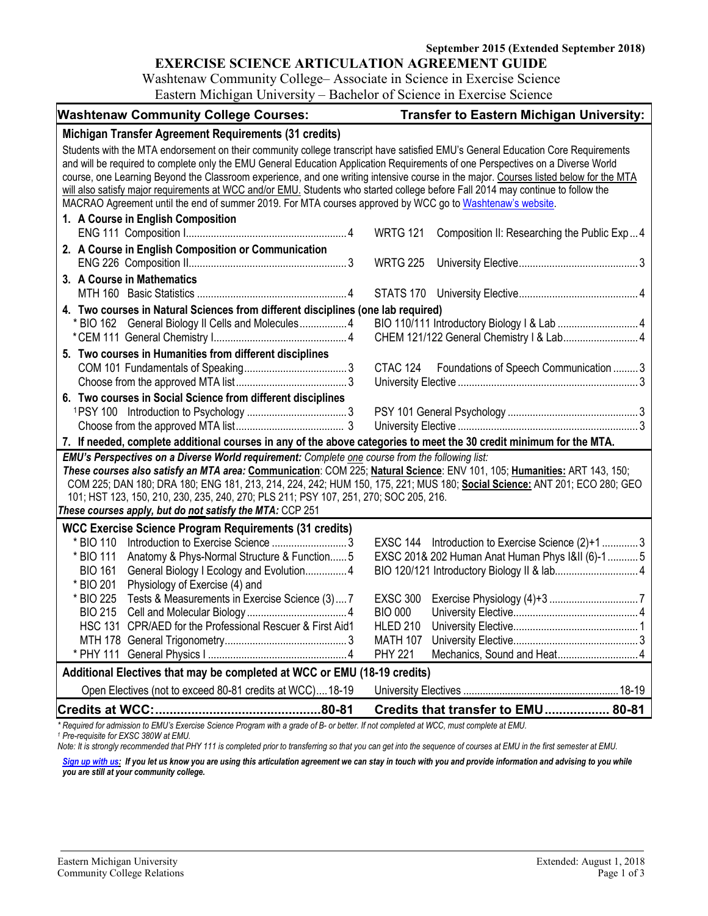September 2015 (Extended September 2018)

# EXERCISE SCIENCE ARTICULATION AGREEMENT GUIDE

Washtenaw Community College– Associate in Science in Exercise Science
Eastern Michigan University – Bachelor of Science in Exercise Science

| Washtenaw Community College Courses: | Transfer to Eastern Michigan University: |
|---|---|
| **Michigan Transfer Agreement Requirements (31 credits)** | |
| Students with the MTA endorsement on their community college transcript have satisfied EMU's General Education Core Requirements and will be required to complete only the EMU General Education Application Requirements of one Perspectives on a Diverse World course, one Learning Beyond the Classroom experience, and one writing intensive course in the major. Courses listed below for the MTA will also satisfy major requirements at WCC and/or EMU. Students who started college before Fall 2014 may continue to follow the MACRAO Agreement until the end of summer 2019. For MTA courses approved by WCC go to Washtenaw's website. | |
| **1. A Course in English Composition** | |
| ENG 111 Composition I ... 4 | WRTG 121 Composition II: Researching the Public Exp ... 4 |
| **2. A Course in English Composition or Communication** | |
| ENG 226 Composition II ... 3 | WRTG 225 University Elective ... 3 |
| **3. A Course in Mathematics** | |
| MTH 160 Basic Statistics ... 4 | STATS 170 University Elective ... 4 |
| **4. Two courses in Natural Sciences from different disciplines (one lab required)** | |
| * BIO 162 General Biology II Cells and Molecules ... 4 | BIO 110/111 Introductory Biology I & Lab ... 4 |
| * CEM 111 General Chemistry I ... 4 | CHEM 121/122 General Chemistry I & Lab ... 4 |
| **5. Two courses in Humanities from different disciplines** | |
| COM 101 Fundamentals of Speaking ... 3 | CTAC 124 Foundations of Speech Communication ... 3 |
| Choose from the approved MTA list ... 3 | University Elective ... 3 |
| **6. Two courses in Social Science from different disciplines** | |
| [1]PSY 100 Introduction to Psychology ... 3 | PSY 101 General Psychology ... 3 |
| Choose from the approved MTA list ... 3 | University Elective ... 3 |
| **7. If needed, complete additional courses in any of the above categories to meet the 30 credit minimum for the MTA.** | |

***EMU's Perspectives on a Diverse World requirement:*** *Complete one course from the following list:*
***These courses also satisfy an MTA area:*** **Communication**: COM 225; **Natural Science**: ENV 101, 105; **Humanities:** ART 143, 150; COM 225; DAN 180; DRA 180; ENG 181, 213, 214, 224, 242; HUM 150, 175, 221; MUS 180; **Social Science:** ANT 201; ECO 280; GEO 101; HST 123, 150, 210, 230, 235, 240, 270; PLS 211; PSY 107, 251, 270; SOC 205, 216.
***These courses apply, but do not satisfy the MTA:*** CCP 251

| Washtenaw Community College Courses | Transfer to Eastern Michigan University |
|---|---|
| **WCC Exercise Science Program Requirements (31 credits)** | |
| * BIO 110 Introduction to Exercise Science ... 3 | EXSC 144 Introduction to Exercise Science (2)+1 ... 3 |
| * BIO 111 Anatomy & Phys-Normal Structure & Function ... 5 | EXSC 201& 202 Human Anat Human Phys I&II (6)-1 ... 5 |
| BIO 161 General Biology I Ecology and Evolution ... 4 | BIO 120/121 Introductory Biology II & lab ... 4 |
| * BIO 201 Physiology of Exercise (4) and<br>* BIO 225 Tests & Measurements in Exercise Science (3) ... 7 | EXSC 300 Exercise Physiology (4)+3 ... 7 |
| BIO 215 Cell and Molecular Biology ... 4 | BIO 000 University Elective ... 4 |
| HSC 131 CPR/AED for the Professional Rescuer & First Aid ... 1 | HLED 210 University Elective ... 1 |
| MTH 178 General Trigonometry ... 3 | MATH 107 University Elective ... 3 |
| * PHY 111 General Physics I ... 4 | PHY 221 Mechanics, Sound and Heat ... 4 |
| **Additional Electives that may be completed at WCC or EMU (18-19 credits)** | |
| Open Electives (not to exceed 80-81 credits at WCC) ... 18-19 | University Electives ... 18-19 |
| **Credits at WCC: ... 80-81** | **Credits that transfer to EMU ... 80-81** |

*\* Required for admission to EMU's Exercise Science Program with a grade of B- or better. If not completed at WCC, must complete at EMU.*
*[1] Pre-requisite for EXSC 380W at EMU.*
*Note: It is strongly recommended that PHY 111 is completed prior to transferring so that you can get into the sequence of courses at EMU in the first semester at EMU.*

***Sign up with us: If you let us know you are using this articulation agreement we can stay in touch with you and provide information and advising to you while you are still at your community college.***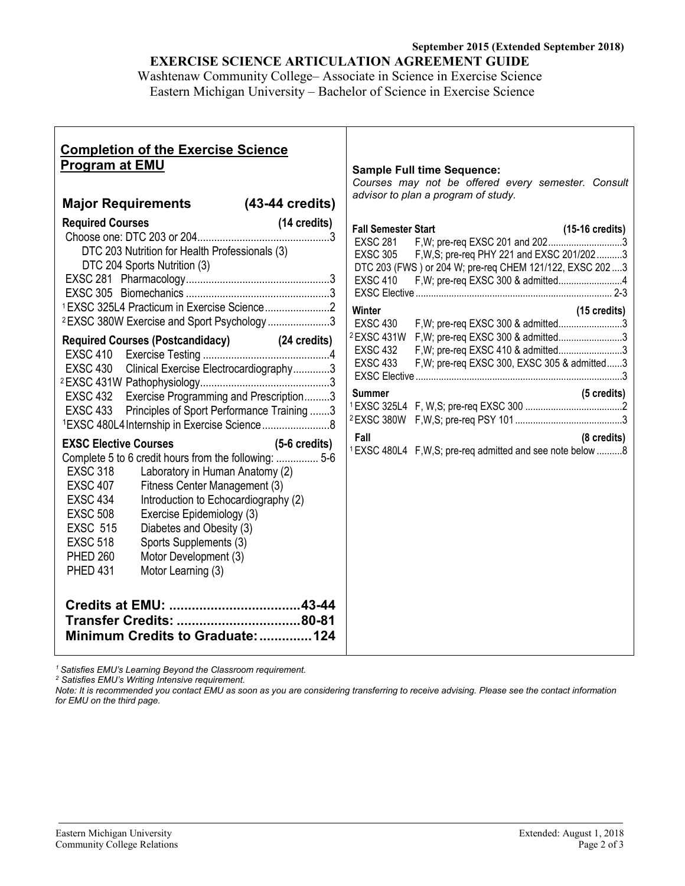**September 2015 (Extended September 2018)**

# EXERCISE SCIENCE ARTICULATION AGREEMENT GUIDE

Washtenaw Community College– Associate in Science in Exercise Science
Eastern Michigan University – Bachelor of Science in Exercise Science

## Completion of the Exercise Science Program at EMU

### Major Requirements (43-44 credits)

**Required Courses (14 credits)**

Choose one: DTC 203 or 204 ... 3
- DTC 203 Nutrition for Health Professionals (3)
- DTC 204 Sports Nutrition (3)

EXSC 281 Pharmacology ... 3
EXSC 305 Biomechanics ... 3
[1] EXSC 325L4 Practicum in Exercise Science ... 2
[2] EXSC 380W Exercise and Sport Psychology ... 3

**Required Courses (Postcandidacy) (24 credits)**

EXSC 410 Exercise Testing ... 4
EXSC 430 Clinical Exercise Electrocardiography ... 3
[2] EXSC 431W Pathophysiology ... 3
EXSC 432 Exercise Programming and Prescription ... 3
EXSC 433 Principles of Sport Performance Training ... 3
[1] EXSC 480L4 Internship in Exercise Science ... 8

**EXSC Elective Courses (5-6 credits)**

Complete 5 to 6 credit hours from the following: ... 5-6
- EXSC 318 Laboratory in Human Anatomy (2)
- EXSC 407 Fitness Center Management (3)
- EXSC 434 Introduction to Echocardiography (2)
- EXSC 508 Exercise Epidemiology (3)
- EXSC 515 Diabetes and Obesity (3)
- EXSC 518 Sports Supplements (3)
- PHED 260 Motor Development (3)
- PHED 431 Motor Learning (3)

**Credits at EMU: ... 43-44**
**Transfer Credits: ... 80-81**
**Minimum Credits to Graduate: ... 124**

### Sample Full time Sequence:

*Courses may not be offered every semester. Consult advisor to plan a program of study.*

**Fall Semester Start (15-16 credits)**

EXSC 281 F,W; pre-req EXSC 201 and 202 ... 3
EXSC 305 F,W,S; pre-req PHY 221 and EXSC 201/202 ... 3
DTC 203 (FWS ) or 204 W; pre-req CHEM 121/122, EXSC 202 ... 3
EXSC 410 F,W; pre-req EXSC 300 & admitted ... 4
EXSC Elective ... 2-3

**Winter (15 credits)**

EXSC 430 F,W; pre-req EXSC 300 & admitted ... 3
[2] EXSC 431W F,W; pre-req EXSC 300 & admitted ... 3
EXSC 432 F,W; pre-req EXSC 410 & admitted ... 3
EXSC 433 F,W; pre-req EXSC 300, EXSC 305 & admitted ... 3
EXSC Elective ... 3

**Summer (5 credits)**

[1] EXSC 325L4 F, W,S; pre-req EXSC 300 ... 2
[2] EXSC 380W F,W,S; pre-req PSY 101 ... 3

**Fall (8 credits)**

[1] EXSC 480L4 F,W,S; pre-req admitted and see note below ... 8

---

*[1] Satisfies EMU's Learning Beyond the Classroom requirement.*
*[2] Satisfies EMU's Writing Intensive requirement.*
*Note: It is recommended you contact EMU as soon as you are considering transferring to receive advising. Please see the contact information for EMU on the third page.*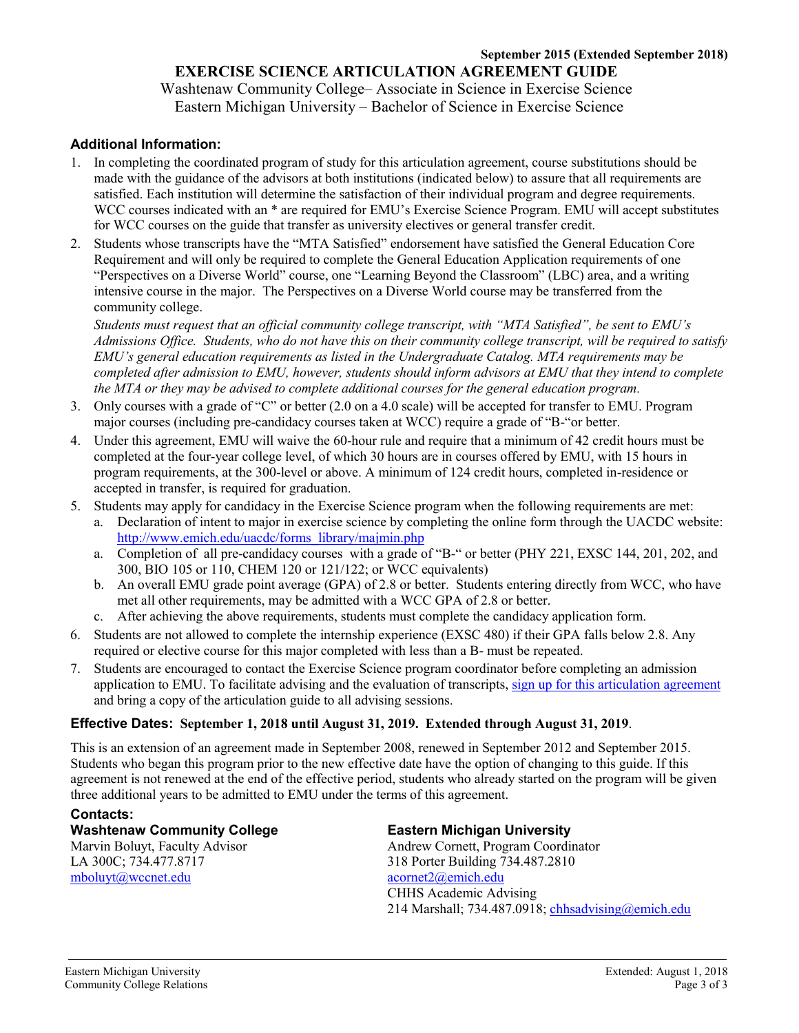**September 2015 (Extended September 2018)**

# EXERCISE SCIENCE ARTICULATION AGREEMENT GUIDE

Washtenaw Community College– Associate in Science in Exercise Science
Eastern Michigan University – Bachelor of Science in Exercise Science

### Additional Information:

1. In completing the coordinated program of study for this articulation agreement, course substitutions should be made with the guidance of the advisors at both institutions (indicated below) to assure that all requirements are satisfied. Each institution will determine the satisfaction of their individual program and degree requirements. WCC courses indicated with an * are required for EMU's Exercise Science Program. EMU will accept substitutes for WCC courses on the guide that transfer as university electives or general transfer credit.
2. Students whose transcripts have the "MTA Satisfied" endorsement have satisfied the General Education Core Requirement and will only be required to complete the General Education Application requirements of one "Perspectives on a Diverse World" course, one "Learning Beyond the Classroom" (LBC) area, and a writing intensive course in the major. The Perspectives on a Diverse World course may be transferred from the community college.
   *Students must request that an official community college transcript, with "MTA Satisfied", be sent to EMU's Admissions Office. Students, who do not have this on their community college transcript, will be required to satisfy EMU's general education requirements as listed in the Undergraduate Catalog. MTA requirements may be completed after admission to EMU, however, students should inform advisors at EMU that they intend to complete the MTA or they may be advised to complete additional courses for the general education program.*
3. Only courses with a grade of "C" or better (2.0 on a 4.0 scale) will be accepted for transfer to EMU. Program major courses (including pre-candidacy courses taken at WCC) require a grade of "B-"or better.
4. Under this agreement, EMU will waive the 60-hour rule and require that a minimum of 42 credit hours must be completed at the four-year college level, of which 30 hours are in courses offered by EMU, with 15 hours in program requirements, at the 300-level or above. A minimum of 124 credit hours, completed in-residence or accepted in transfer, is required for graduation.
5. Students may apply for candidacy in the Exercise Science program when the following requirements are met:
   a. Declaration of intent to major in exercise science by completing the online form through the UACDC website: http://www.emich.edu/uacdc/forms_library/majmin.php
   a. Completion of all pre-candidacy courses with a grade of "B-" or better (PHY 221, EXSC 144, 201, 202, and 300, BIO 105 or 110, CHEM 120 or 121/122; or WCC equivalents)
   b. An overall EMU grade point average (GPA) of 2.8 or better. Students entering directly from WCC, who have met all other requirements, may be admitted with a WCC GPA of 2.8 or better.
   c. After achieving the above requirements, students must complete the candidacy application form.
6. Students are not allowed to complete the internship experience (EXSC 480) if their GPA falls below 2.8. Any required or elective course for this major completed with less than a B- must be repeated.
7. Students are encouraged to contact the Exercise Science program coordinator before completing an admission application to EMU. To facilitate advising and the evaluation of transcripts, sign up for this articulation agreement and bring a copy of the articulation guide to all advising sessions.

**Effective Dates: September 1, 2018 until August 31, 2019. Extended through August 31, 2019**.

This is an extension of an agreement made in September 2008, renewed in September 2012 and September 2015. Students who began this program prior to the new effective date have the option of changing to this guide. If this agreement is not renewed at the end of the effective period, students who already started on the program will be given three additional years to be admitted to EMU under the terms of this agreement.

### Contacts:

**Washtenaw Community College**
Marvin Boluyt, Faculty Advisor
LA 300C; 734.477.8717
mboluyt@wccnet.edu

**Eastern Michigan University**
Andrew Cornett, Program Coordinator
318 Porter Building 734.487.2810
acornet2@emich.edu
CHHS Academic Advising
214 Marshall; 734.487.0918; chhsadvising@emich.edu

Eastern Michigan University
Community College Relations

Extended: August 1, 2018